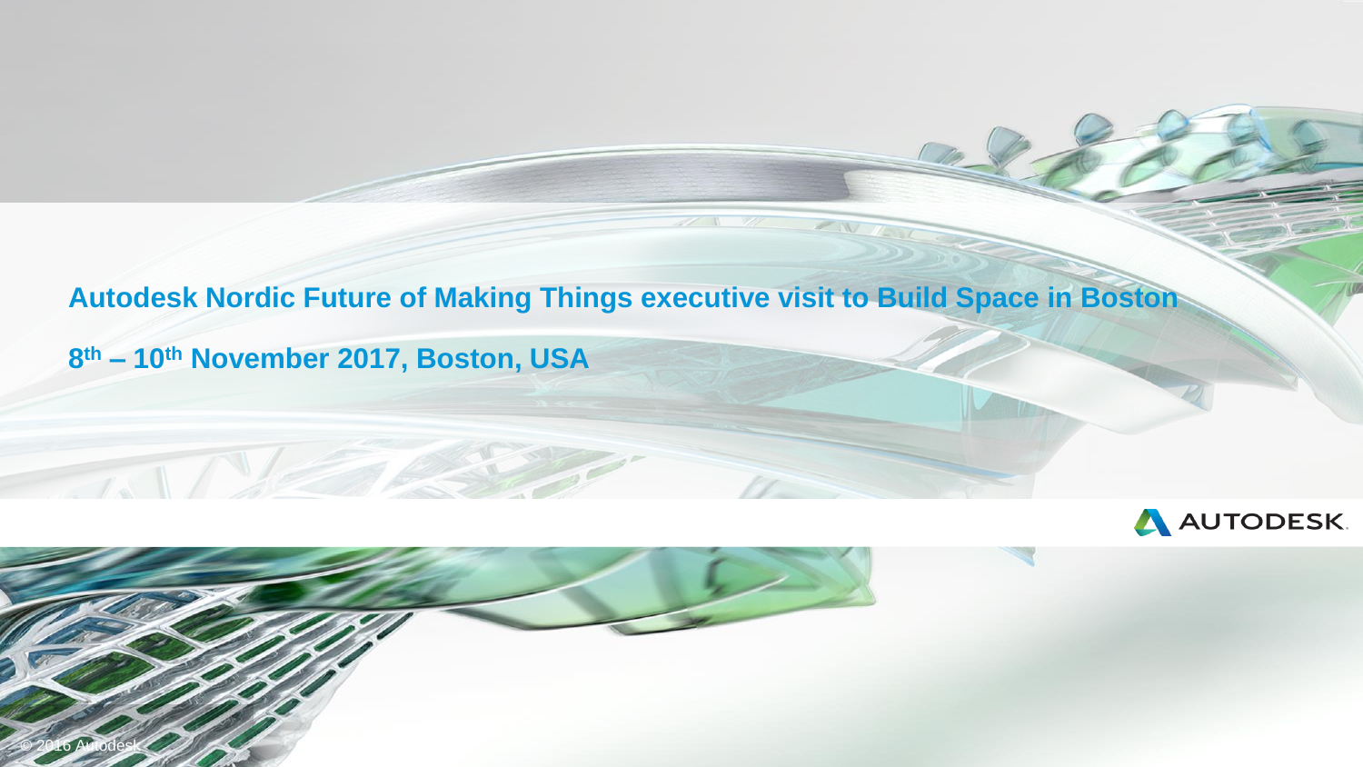# Autodesk Nordic Future of Making Things executive visit to Build Space in Boston

## 8th – 10th November 2017, Boston, USA

AUTODESK.

© 2016 Autodesk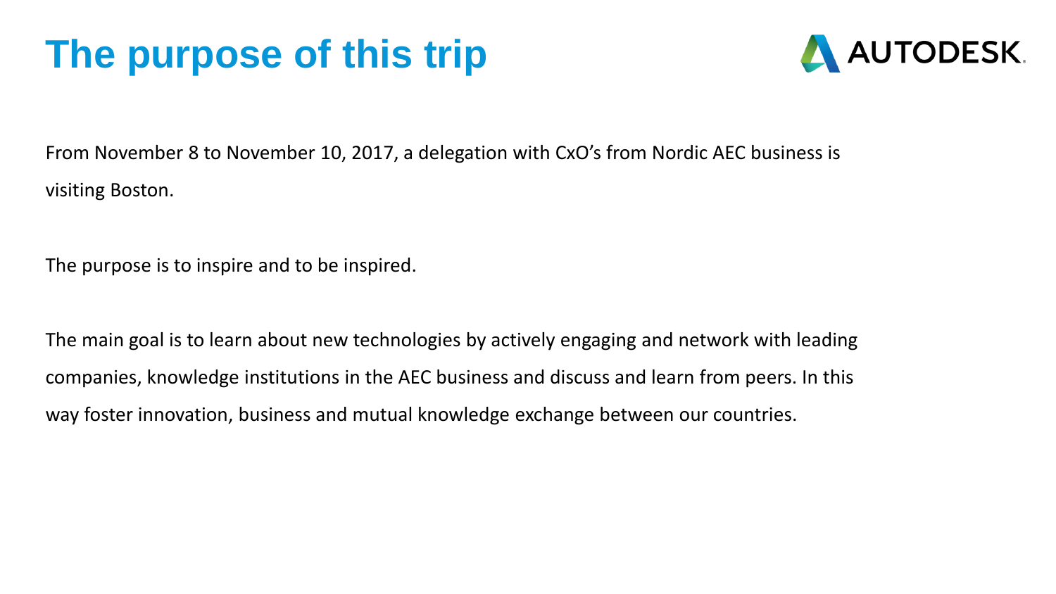# The purpose of this trip

From November 8 to November 10, 2017, a delegation with CxO's from Nordic AEC business is visiting Boston.

The purpose is to inspire and to be inspired.

The main goal is to learn about new technologies by actively engaging and network with leading companies, knowledge institutions in the AEC business and discuss and learn from peers. In this way foster innovation, business and mutual knowledge exchange between our countries.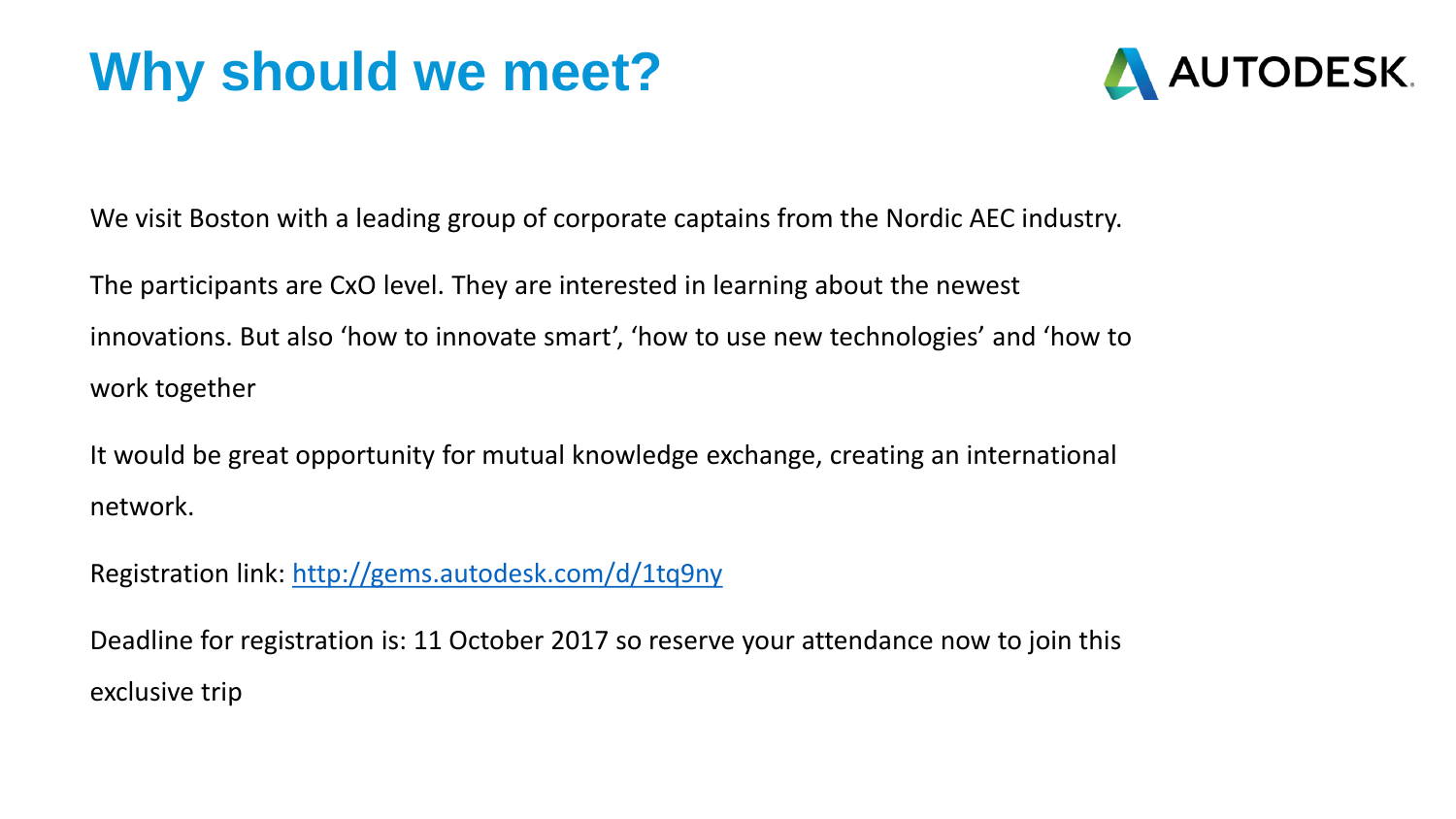# Why should we meet?

We visit Boston with a leading group of corporate captains from the Nordic AEC industry.

The participants are CxO level. They are interested in learning about the newest innovations. But also 'how to innovate smart', 'how to use new technologies' and 'how to work together

It would be great opportunity for mutual knowledge exchange, creating an international network.

Registration link: [http://gems.autodesk.com/d/1tq9ny](http://gems.autodesk.com/d/1tq9ny)

Deadline for registration is: 11 October 2017 so reserve your attendance now to join this exclusive trip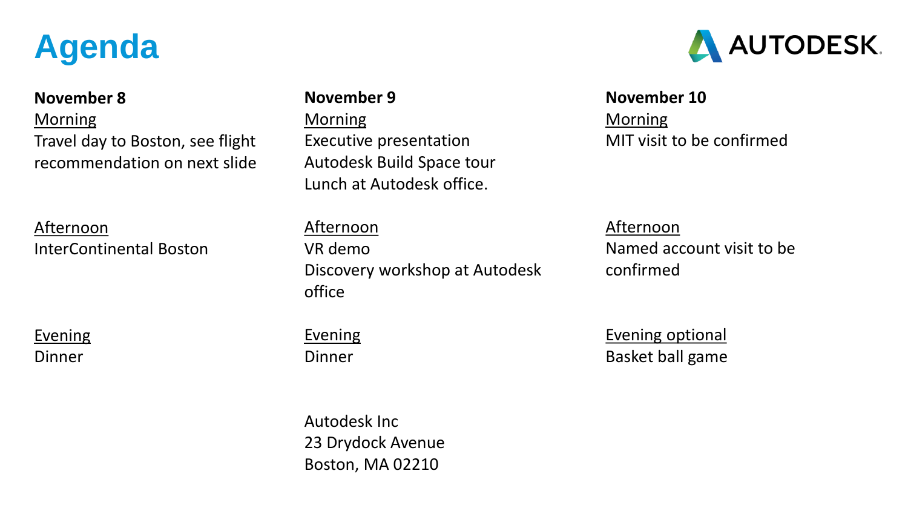# Agenda

AUTODESK.

**November 8**

Morning

Travel day to Boston, see flight recommendation on next slide

Afternoon

InterContinental Boston

Evening

Dinner

**November 9**

Morning

Executive presentation

Autodesk Build Space tour

Lunch at Autodesk office.

Afternoon

VR demo

Discovery workshop at Autodesk office

Evening

Dinner

Autodesk Inc
23 Drydock Avenue
Boston, MA 02210

**November 10**

Morning

MIT visit to be confirmed

Afternoon

Named account visit to be confirmed

Evening optional

Basket ball game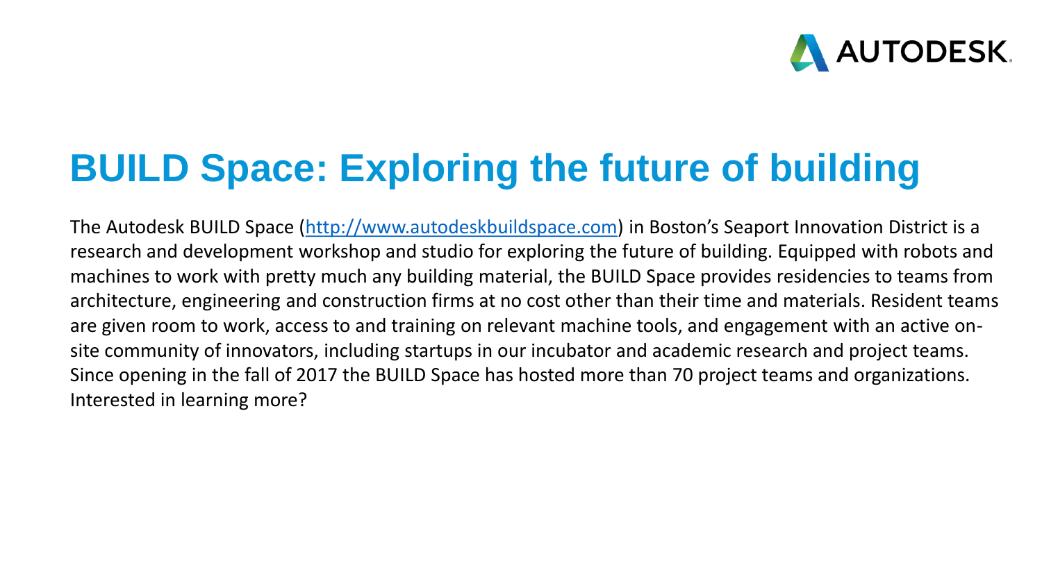# BUILD Space: Exploring the future of building

The Autodesk BUILD Space (http://www.autodeskbuildspace.com) in Boston's Seaport Innovation District is a research and development workshop and studio for exploring the future of building. Equipped with robots and machines to work with pretty much any building material, the BUILD Space provides residencies to teams from architecture, engineering and construction firms at no cost other than their time and materials. Resident teams are given room to work, access to and training on relevant machine tools, and engagement with an active on-site community of innovators, including startups in our incubator and academic research and project teams. Since opening in the fall of 2017 the BUILD Space has hosted more than 70 project teams and organizations. Interested in learning more?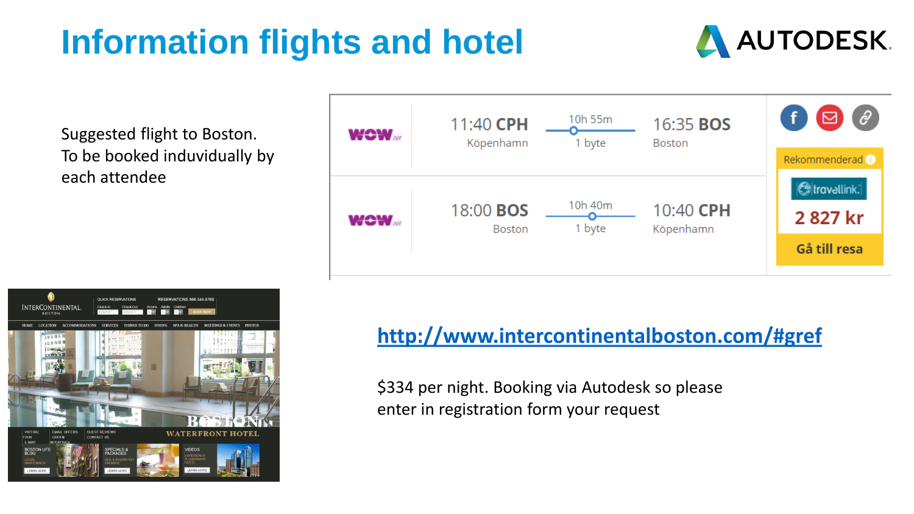# Information flights and hotel

Suggested flight to Boston.
To be booked induvidually by each attendee

| | | | | |
|---|---|---|---|---|
| WOW air | 11:40 CPH Köpenhamn | 10h 55m 1 byte | 16:35 BOS Boston | |
| WOW air | 18:00 BOS Boston | 10h 40m 1 byte | 10:40 CPH Köpenhamn | |

Rekommenderad
travellink.
2 827 kr
Gå till resa

http://www.intercontinentalboston.com/#gref

$334 per night. Booking via Autodesk so please enter in registration form your request